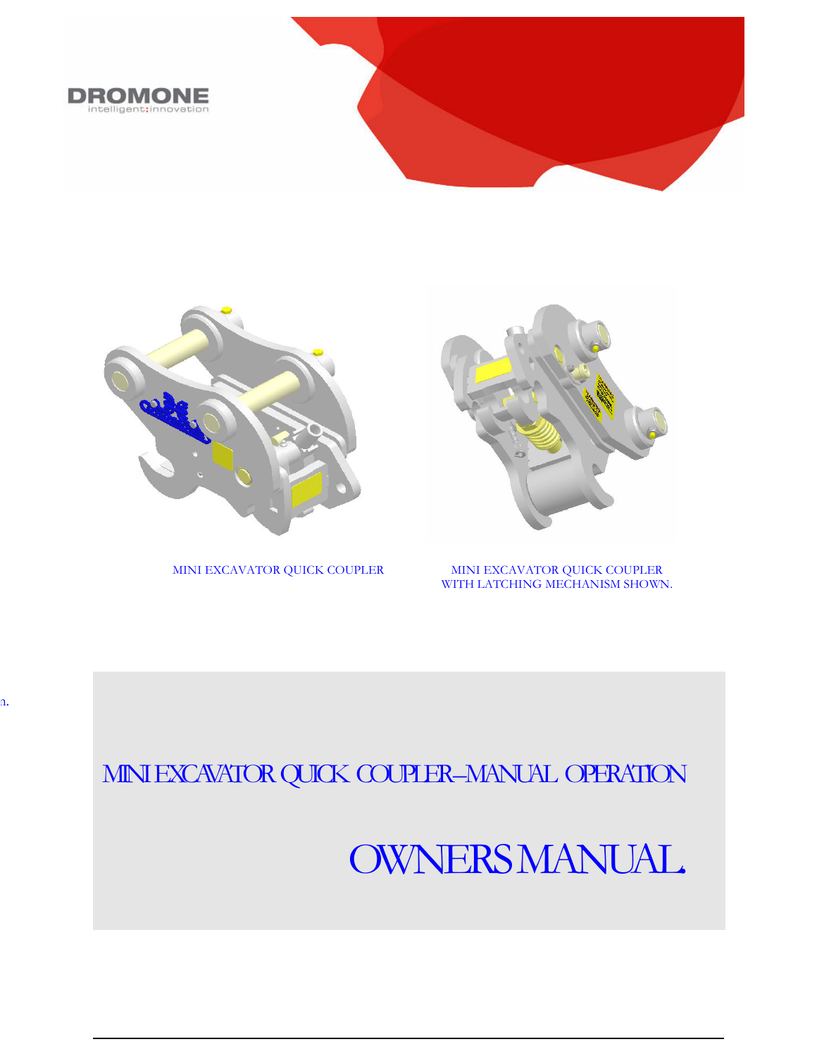DROMONE

intelligent:innovation

MINI EXCAVATOR QUICK COUPLER

MINI EXCAVATOR QUICK COUPLER WITH LATCHING MECHANISM SHOWN.

# MINI EXCAVATOR QUICK COUPLER–MANUAL OPERATION

# OWNERS MANUAL.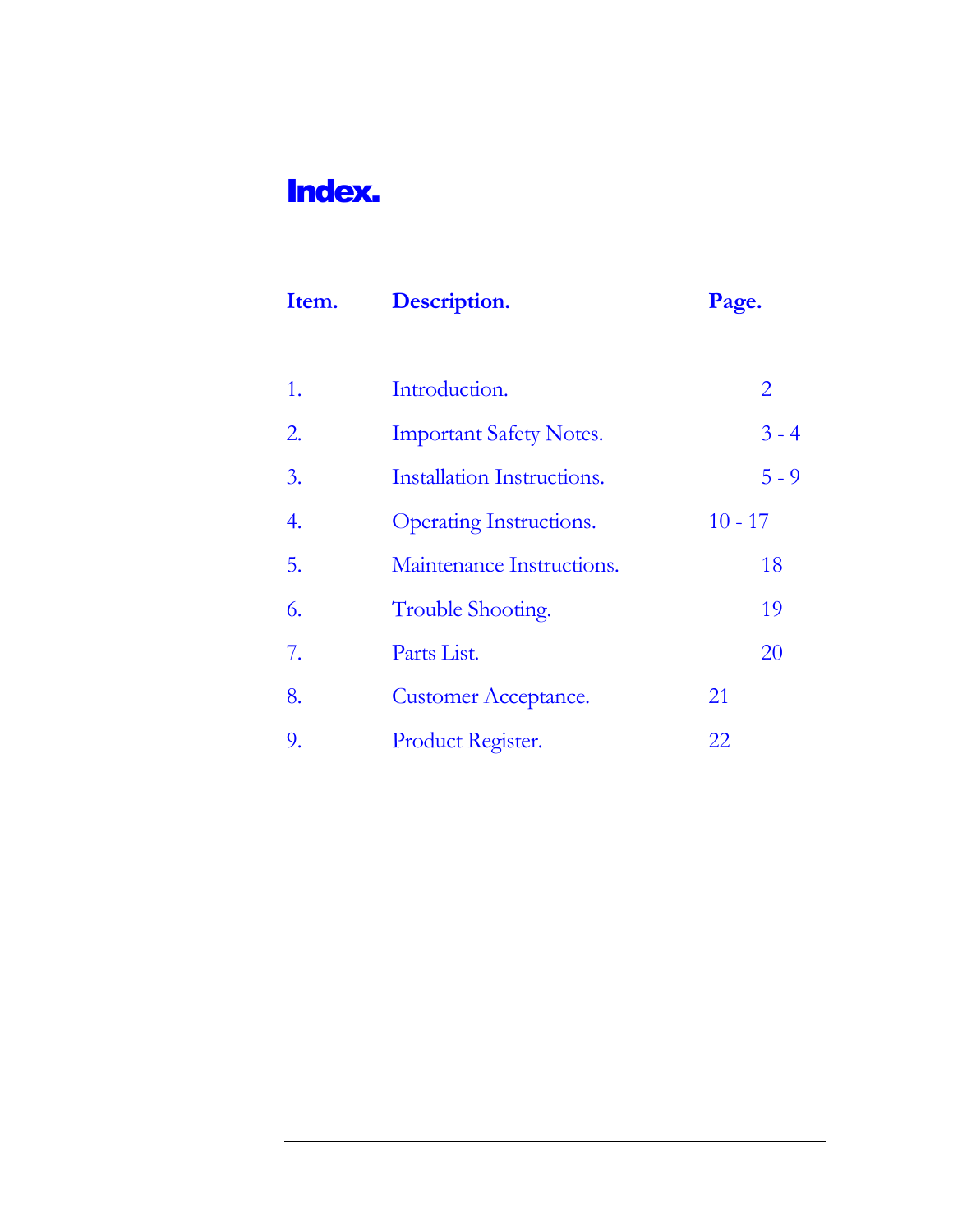# Index.

| Item. | Description. | Page. |
| --- | --- | --- |
| 1. | Introduction. | 2 |
| 2. | Important Safety Notes. | 3 - 4 |
| 3. | Installation Instructions. | 5 - 9 |
| 4. | Operating Instructions. | 10 - 17 |
| 5. | Maintenance Instructions. | 18 |
| 6. | Trouble Shooting. | 19 |
| 7. | Parts List. | 20 |
| 8. | Customer Acceptance. | 21 |
| 9. | Product Register. | 22 |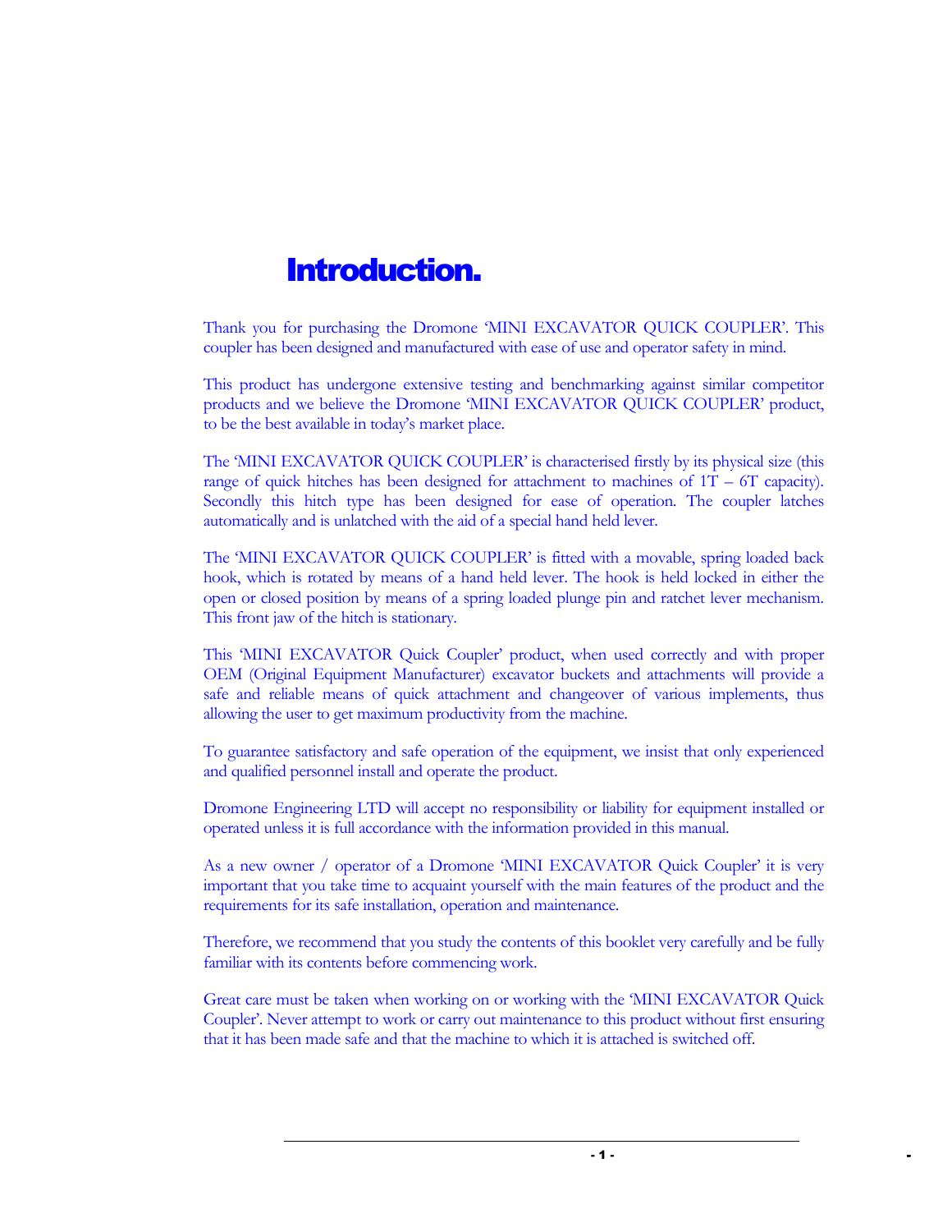# Introduction.

Thank you for purchasing the Dromone 'MINI EXCAVATOR QUICK COUPLER'. This coupler has been designed and manufactured with ease of use and operator safety in mind.

This product has undergone extensive testing and benchmarking against similar competitor products and we believe the Dromone 'MINI EXCAVATOR QUICK COUPLER' product, to be the best available in today's market place.

The 'MINI EXCAVATOR QUICK COUPLER' is characterised firstly by its physical size (this range of quick hitches has been designed for attachment to machines of 1T – 6T capacity). Secondly this hitch type has been designed for ease of operation. The coupler latches automatically and is unlatched with the aid of a special hand held lever.

The 'MINI EXCAVATOR QUICK COUPLER' is fitted with a movable, spring loaded back hook, which is rotated by means of a hand held lever. The hook is held locked in either the open or closed position by means of a spring loaded plunge pin and ratchet lever mechanism. This front jaw of the hitch is stationary.

This 'MINI EXCAVATOR Quick Coupler' product, when used correctly and with proper OEM (Original Equipment Manufacturer) excavator buckets and attachments will provide a safe and reliable means of quick attachment and changeover of various implements, thus allowing the user to get maximum productivity from the machine.

To guarantee satisfactory and safe operation of the equipment, we insist that only experienced and qualified personnel install and operate the product.

Dromone Engineering LTD will accept no responsibility or liability for equipment installed or operated unless it is full accordance with the information provided in this manual.

As a new owner / operator of a Dromone 'MINI EXCAVATOR Quick Coupler' it is very important that you take time to acquaint yourself with the main features of the product and the requirements for its safe installation, operation and maintenance.

Therefore, we recommend that you study the contents of this booklet very carefully and be fully familiar with its contents before commencing work.

Great care must be taken when working on or working with the 'MINI EXCAVATOR Quick Coupler'. Never attempt to work or carry out maintenance to this product without first ensuring that it has been made safe and that the machine to which it is attached is switched off.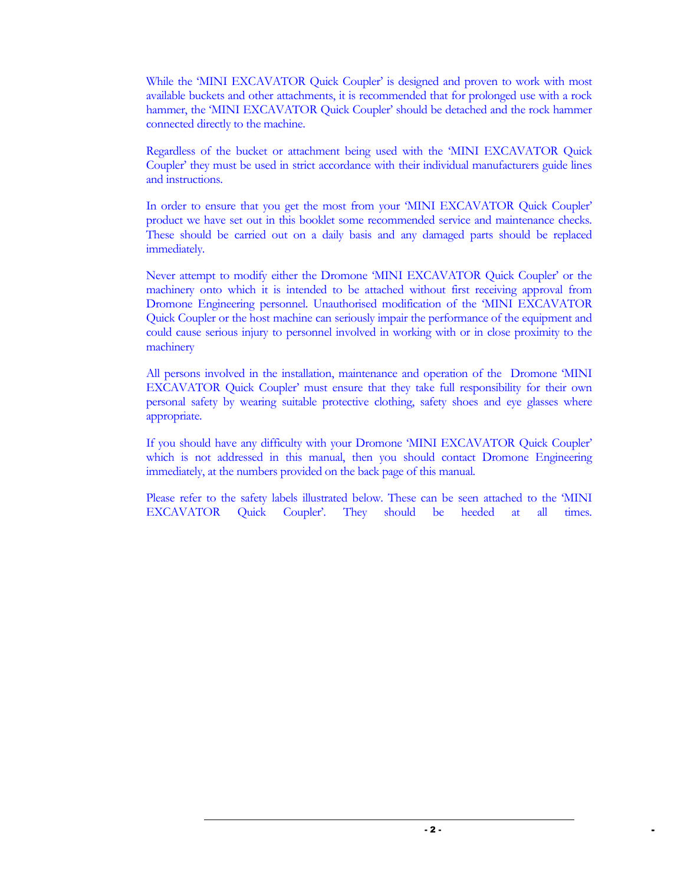While the 'MINI EXCAVATOR Quick Coupler' is designed and proven to work with most available buckets and other attachments, it is recommended that for prolonged use with a rock hammer, the 'MINI EXCAVATOR Quick Coupler' should be detached and the rock hammer connected directly to the machine.

Regardless of the bucket or attachment being used with the 'MINI EXCAVATOR Quick Coupler' they must be used in strict accordance with their individual manufacturers guide lines and instructions.

In order to ensure that you get the most from your 'MINI EXCAVATOR Quick Coupler' product we have set out in this booklet some recommended service and maintenance checks. These should be carried out on a daily basis and any damaged parts should be replaced immediately.

Never attempt to modify either the Dromone 'MINI EXCAVATOR Quick Coupler' or the machinery onto which it is intended to be attached without first receiving approval from Dromone Engineering personnel. Unauthorised modification of the 'MINI EXCAVATOR Quick Coupler or the host machine can seriously impair the performance of the equipment and could cause serious injury to personnel involved in working with or in close proximity to the machinery

All persons involved in the installation, maintenance and operation of the Dromone 'MINI EXCAVATOR Quick Coupler' must ensure that they take full responsibility for their own personal safety by wearing suitable protective clothing, safety shoes and eye glasses where appropriate.

If you should have any difficulty with your Dromone 'MINI EXCAVATOR Quick Coupler' which is not addressed in this manual, then you should contact Dromone Engineering immediately, at the numbers provided on the back page of this manual.

Please refer to the safety labels illustrated below. These can be seen attached to the 'MINI EXCAVATOR Quick Coupler'. They should be heeded at all times.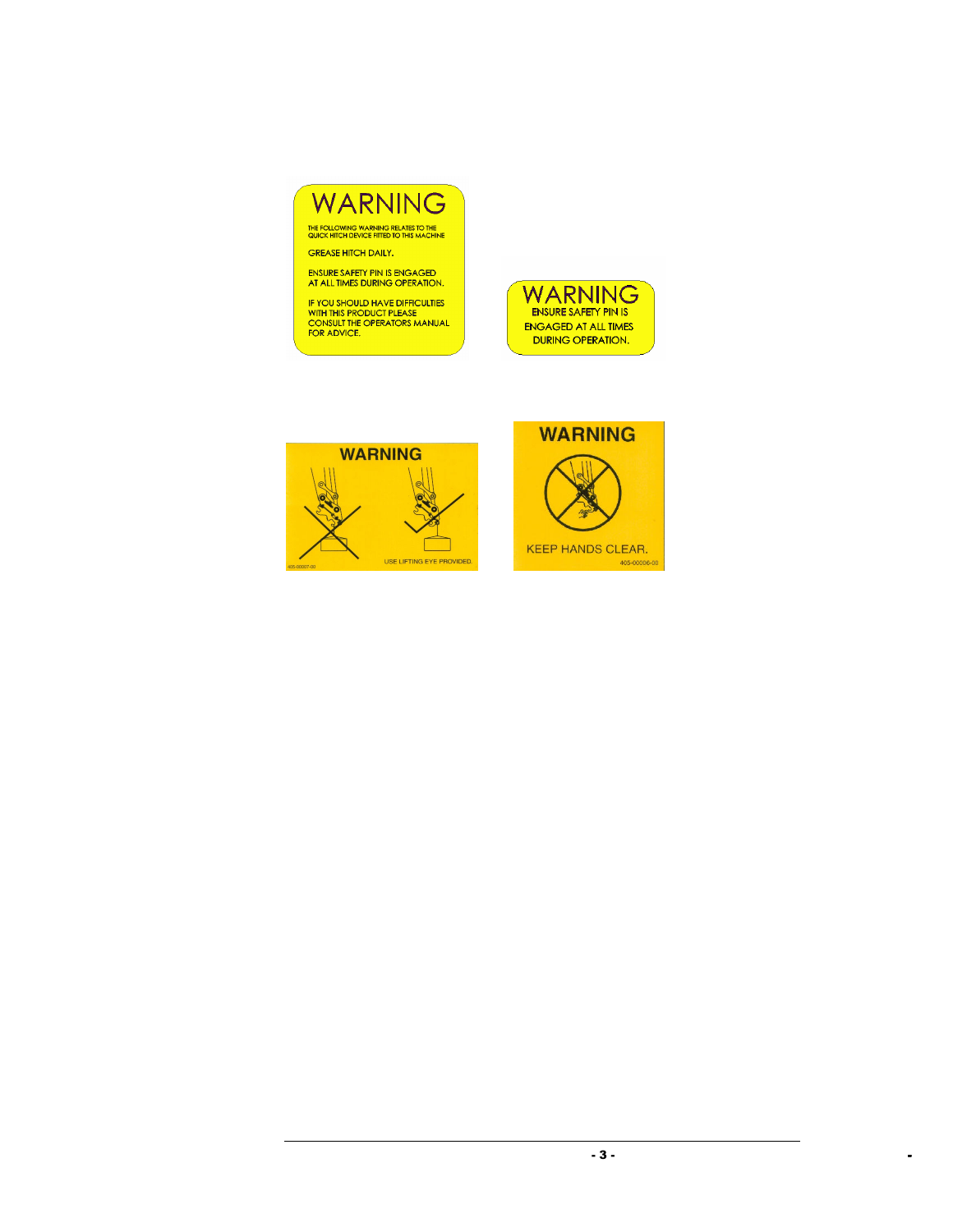**WARNING**

THE FOLLOWING WARNING RELATES TO THE QUICK HITCH DEVICE FITTED TO THIS MACHINE

GREASE HITCH DAILY.

ENSURE SAFETY PIN IS ENGAGED AT ALL TIMES DURING OPERATION.

IF YOU SHOULD HAVE DIFFICULTIES WITH THIS PRODUCT PLEASE CONSULT THE OPERATORS MANUAL FOR ADVICE.

**WARNING**

ENSURE SAFETY PIN IS ENGAGED AT ALL TIMES DURING OPERATION.

**WARNING**

USE LIFTING EYE PROVIDED.

405-00007-00

**WARNING**

KEEP HANDS CLEAR.

405-00006-00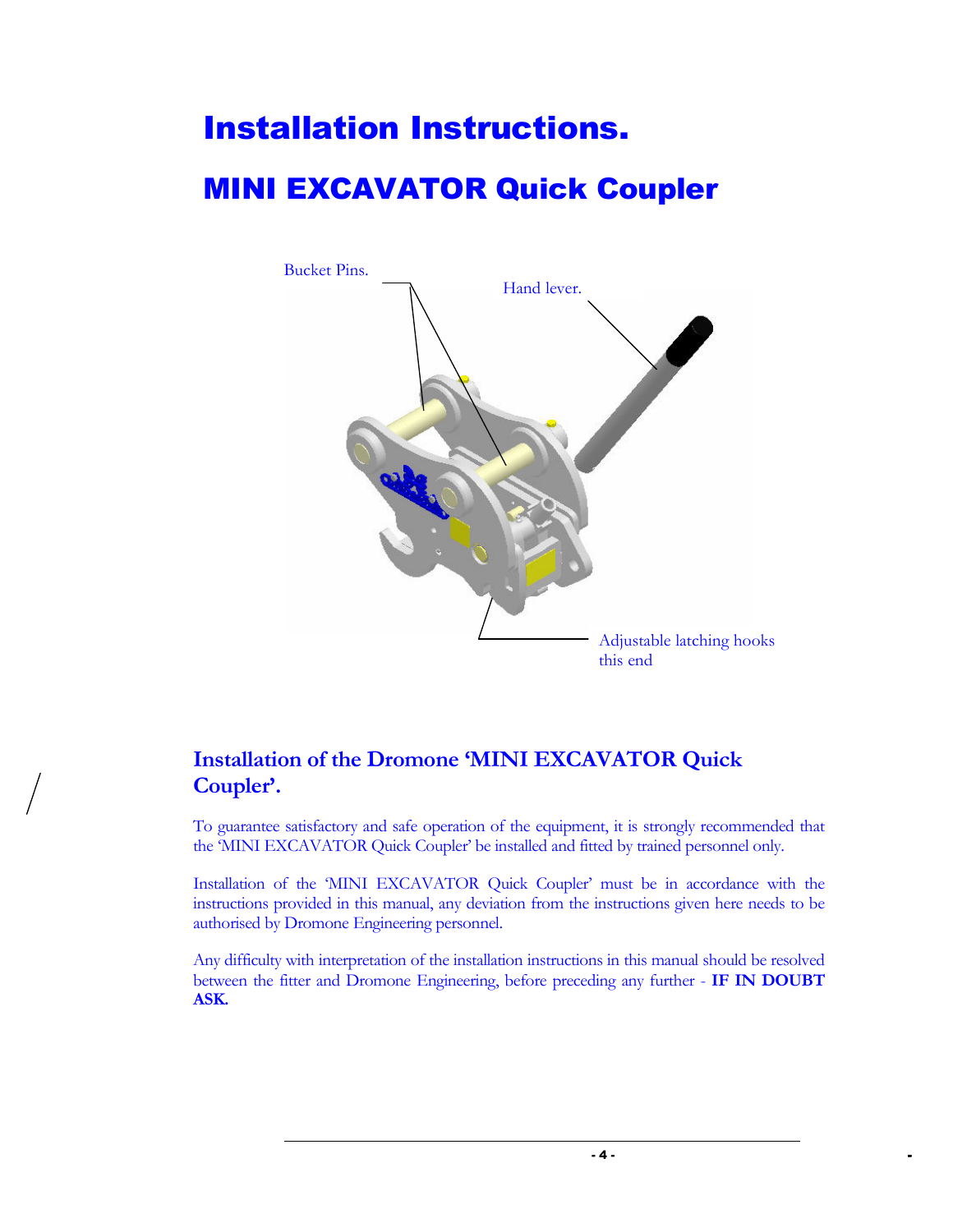# Installation Instructions.

## MINI EXCAVATOR Quick Coupler

Bucket Pins.

Hand lever.

Adjustable latching hooks this end

### Installation of the Dromone 'MINI EXCAVATOR Quick Coupler'.

To guarantee satisfactory and safe operation of the equipment, it is strongly recommended that the 'MINI EXCAVATOR Quick Coupler' be installed and fitted by trained personnel only.

Installation of the 'MINI EXCAVATOR Quick Coupler' must be in accordance with the instructions provided in this manual, any deviation from the instructions given here needs to be authorised by Dromone Engineering personnel.

Any difficulty with interpretation of the installation instructions in this manual should be resolved between the fitter and Dromone Engineering, before preceding any further - **IF IN DOUBT ASK.**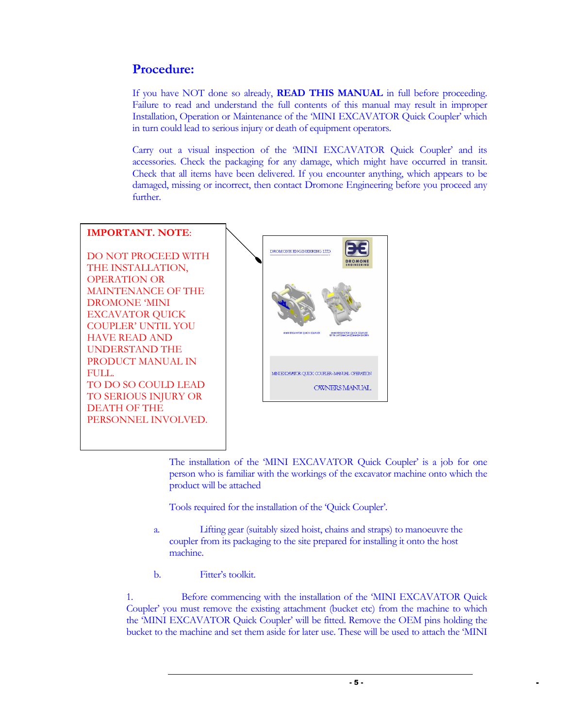## Procedure:

If you have NOT done so already, **READ THIS MANUAL** in full before proceeding. Failure to read and understand the full contents of this manual may result in improper Installation, Operation or Maintenance of the 'MINI EXCAVATOR Quick Coupler' which in turn could lead to serious injury or death of equipment operators.

Carry out a visual inspection of the 'MINI EXCAVATOR Quick Coupler' and its accessories. Check the packaging for any damage, which might have occurred in transit. Check that all items have been delivered. If you encounter anything, which appears to be damaged, missing or incorrect, then contact Dromone Engineering before you proceed any further.

**IMPORTANT. NOTE:**

DO NOT PROCEED WITH THE INSTALLATION, OPERATION OR MAINTENANCE OF THE DROMONE 'MINI EXCAVATOR QUICK COUPLER' UNTIL YOU HAVE READ AND UNDERSTAND THE PRODUCT MANUAL IN FULL.
TO DO SO COULD LEAD TO SERIOUS INJURY OR DEATH OF THE PERSONNEL INVOLVED.

The installation of the 'MINI EXCAVATOR Quick Coupler' is a job for one person who is familiar with the workings of the excavator machine onto which the product will be attached

Tools required for the installation of the 'Quick Coupler'.

a. Lifting gear (suitably sized hoist, chains and straps) to manoeuvre the coupler from its packaging to the site prepared for installing it onto the host machine.

b. Fitter's toolkit.

1. Before commencing with the installation of the 'MINI EXCAVATOR Quick Coupler' you must remove the existing attachment (bucket etc) from the machine to which the 'MINI EXCAVATOR Quick Coupler' will be fitted. Remove the OEM pins holding the bucket to the machine and set them aside for later use. These will be used to attach the 'MINI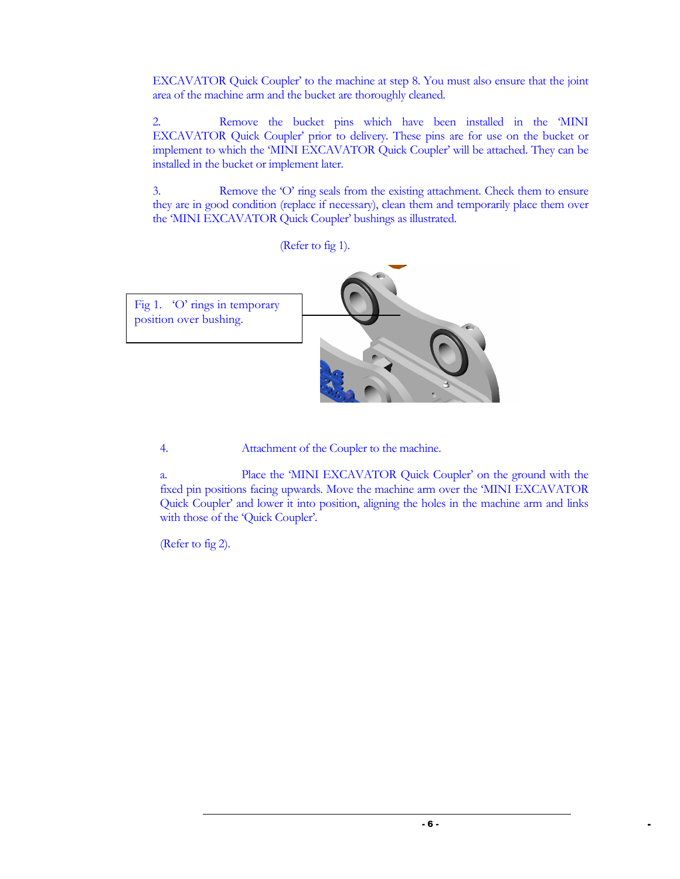EXCAVATOR Quick Coupler' to the machine at step 8. You must also ensure that the joint area of the machine arm and the bucket are thoroughly cleaned.

2. Remove the bucket pins which have been installed in the 'MINI EXCAVATOR Quick Coupler' prior to delivery. These pins are for use on the bucket or implement to which the 'MINI EXCAVATOR Quick Coupler' will be attached. They can be installed in the bucket or implement later.

3. Remove the 'O' ring seals from the existing attachment. Check them to ensure they are in good condition (replace if necessary), clean them and temporarily place them over the 'MINI EXCAVATOR Quick Coupler' bushings as illustrated.

(Refer to fig 1).

Fig 1. 'O' rings in temporary position over bushing.

4. Attachment of the Coupler to the machine.

a. Place the 'MINI EXCAVATOR Quick Coupler' on the ground with the fixed pin positions facing upwards. Move the machine arm over the 'MINI EXCAVATOR Quick Coupler' and lower it into position, aligning the holes in the machine arm and links with those of the 'Quick Coupler'.

(Refer to fig 2).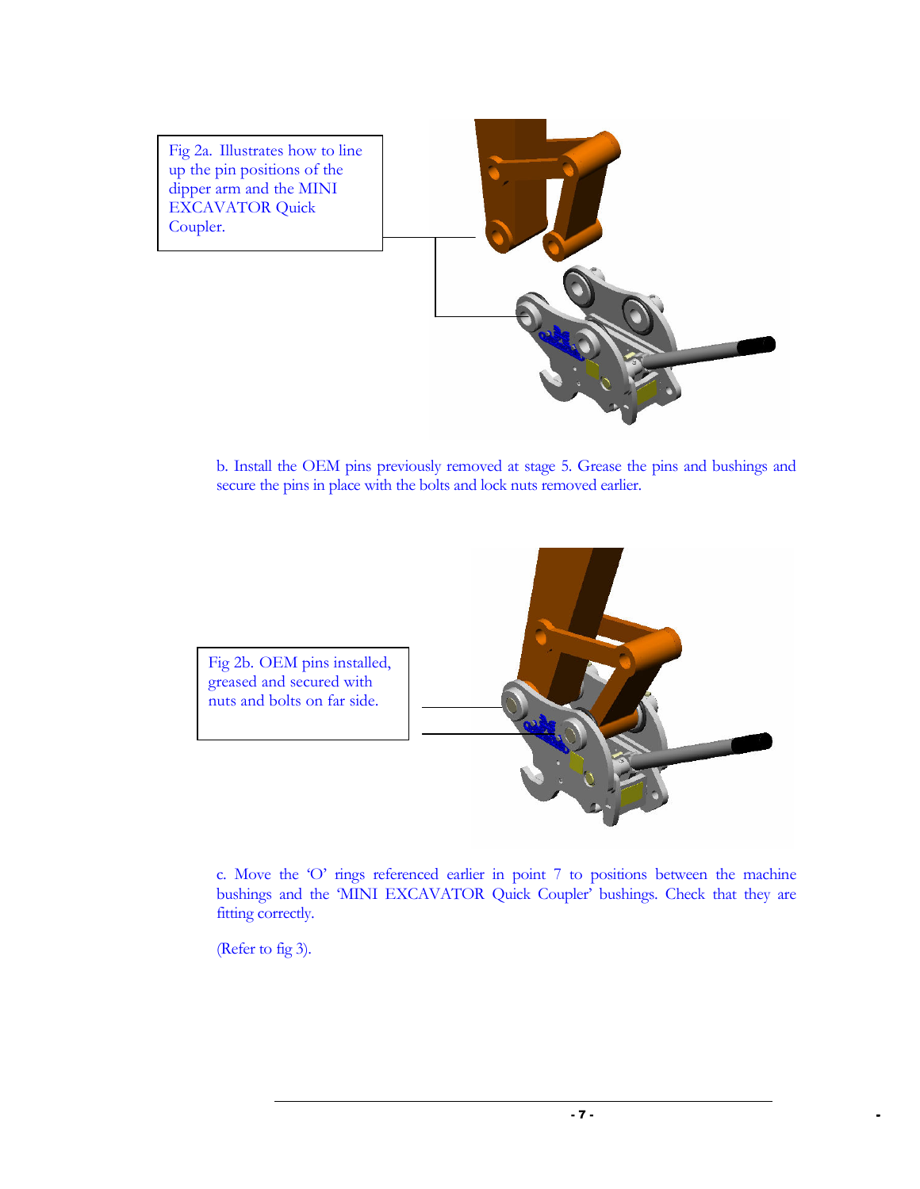Fig 2a. Illustrates how to line up the pin positions of the dipper arm and the MINI EXCAVATOR Quick Coupler.

b. Install the OEM pins previously removed at stage 5. Grease the pins and bushings and secure the pins in place with the bolts and lock nuts removed earlier.

Fig 2b. OEM pins installed, greased and secured with nuts and bolts on far side.

c. Move the 'O' rings referenced earlier in point 7 to positions between the machine bushings and the 'MINI EXCAVATOR Quick Coupler' bushings. Check that they are fitting correctly.

(Refer to fig 3).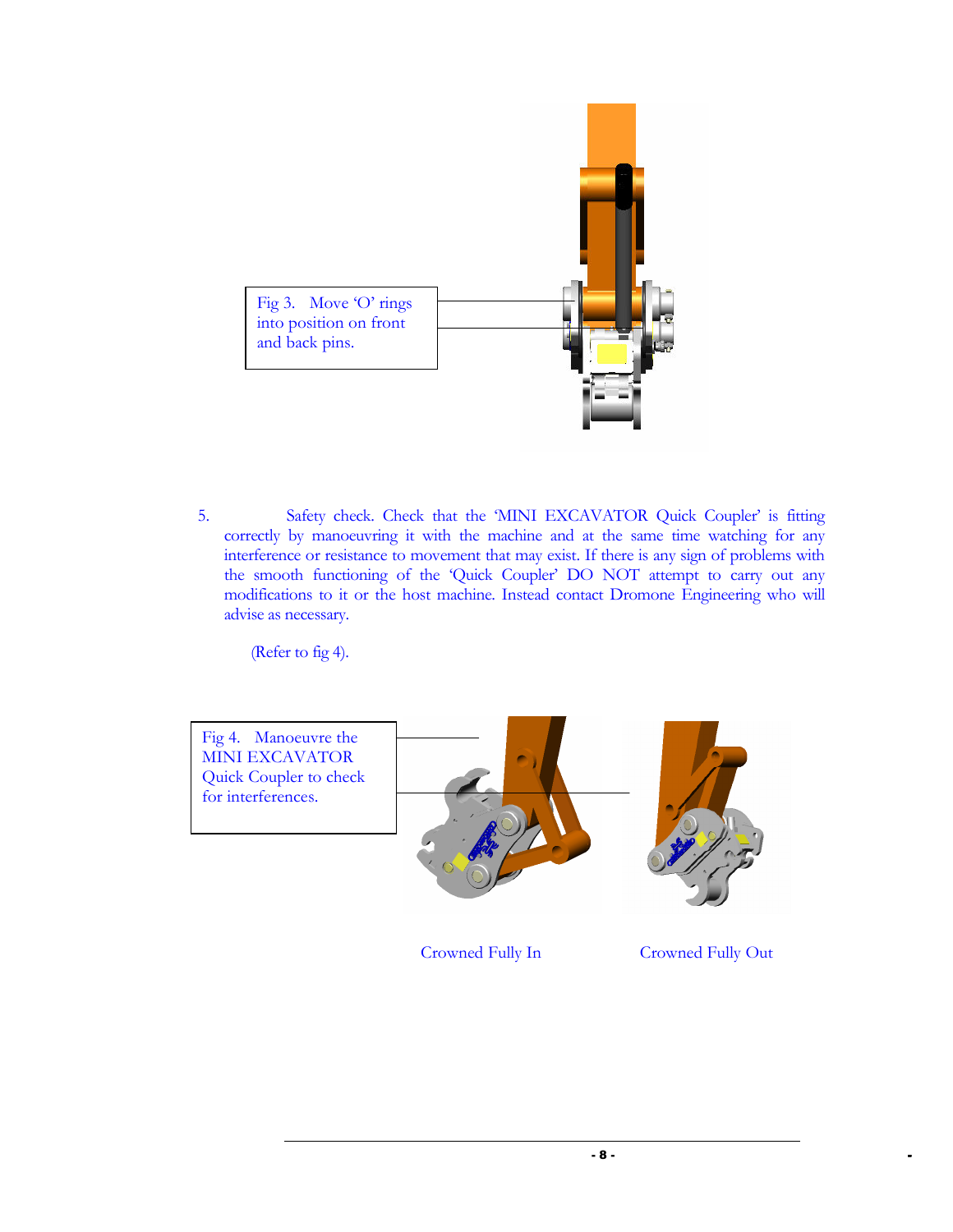Fig 3. Move 'O' rings into position on front and back pins.

5. Safety check. Check that the 'MINI EXCAVATOR Quick Coupler' is fitting correctly by manoeuvring it with the machine and at the same time watching for any interference or resistance to movement that may exist. If there is any sign of problems with the smooth functioning of the 'Quick Coupler' DO NOT attempt to carry out any modifications to it or the host machine. Instead contact Dromone Engineering who will advise as necessary.

(Refer to fig 4).

Fig 4. Manoeuvre the MINI EXCAVATOR Quick Coupler to check for interferences.

Crowned Fully In

Crowned Fully Out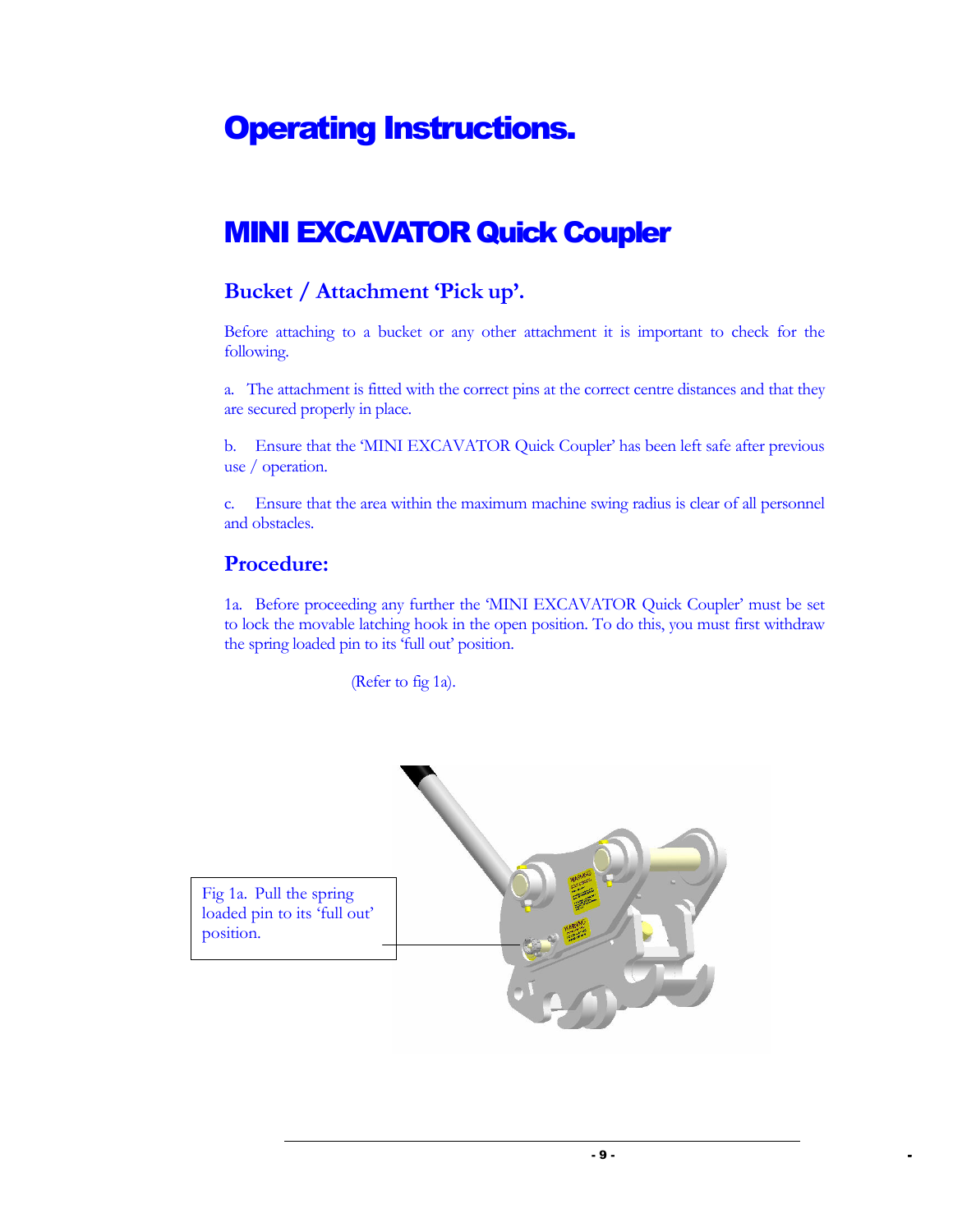# Operating Instructions.

# MINI EXCAVATOR Quick Coupler

## Bucket / Attachment 'Pick up'.

Before attaching to a bucket or any other attachment it is important to check for the following.

a. The attachment is fitted with the correct pins at the correct centre distances and that they are secured properly in place.

b. Ensure that the 'MINI EXCAVATOR Quick Coupler' has been left safe after previous use / operation.

c. Ensure that the area within the maximum machine swing radius is clear of all personnel and obstacles.

## Procedure:

1a. Before proceeding any further the 'MINI EXCAVATOR Quick Coupler' must be set to lock the movable latching hook in the open position. To do this, you must first withdraw the spring loaded pin to its 'full out' position.

(Refer to fig 1a).

Fig 1a. Pull the spring loaded pin to its 'full out' position.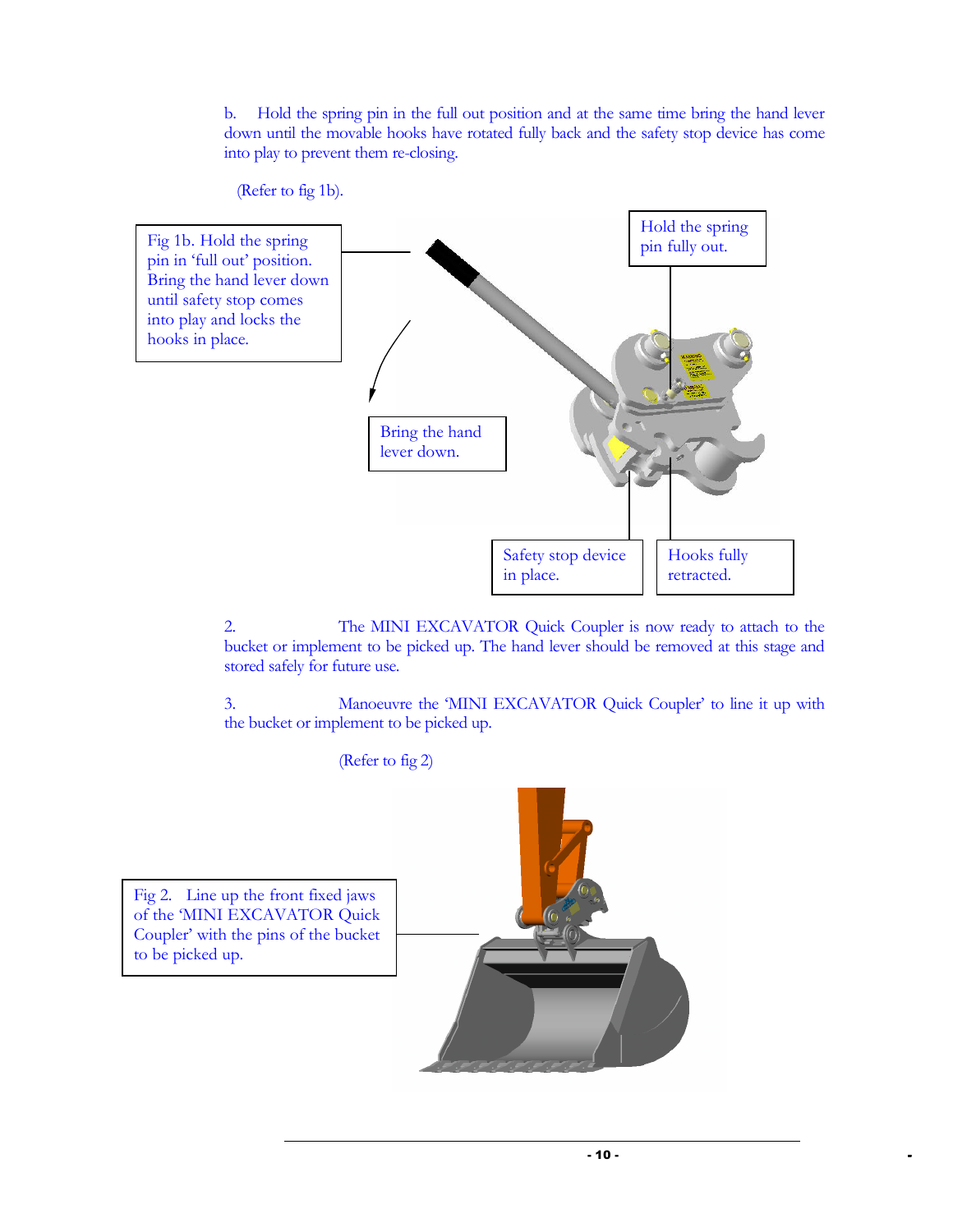b. Hold the spring pin in the full out position and at the same time bring the hand lever down until the movable hooks have rotated fully back and the safety stop device has come into play to prevent them re-closing.

(Refer to fig 1b).

Fig 1b. Hold the spring pin in 'full out' position. Bring the hand lever down until safety stop comes into play and locks the hooks in place.

Hold the spring pin fully out.

Bring the hand lever down.

Safety stop device in place.

Hooks fully retracted.

2. The MINI EXCAVATOR Quick Coupler is now ready to attach to the bucket or implement to be picked up. The hand lever should be removed at this stage and stored safely for future use.

3. Manoeuvre the 'MINI EXCAVATOR Quick Coupler' to line it up with the bucket or implement to be picked up.

(Refer to fig 2)

Fig 2. Line up the front fixed jaws of the 'MINI EXCAVATOR Quick Coupler' with the pins of the bucket to be picked up.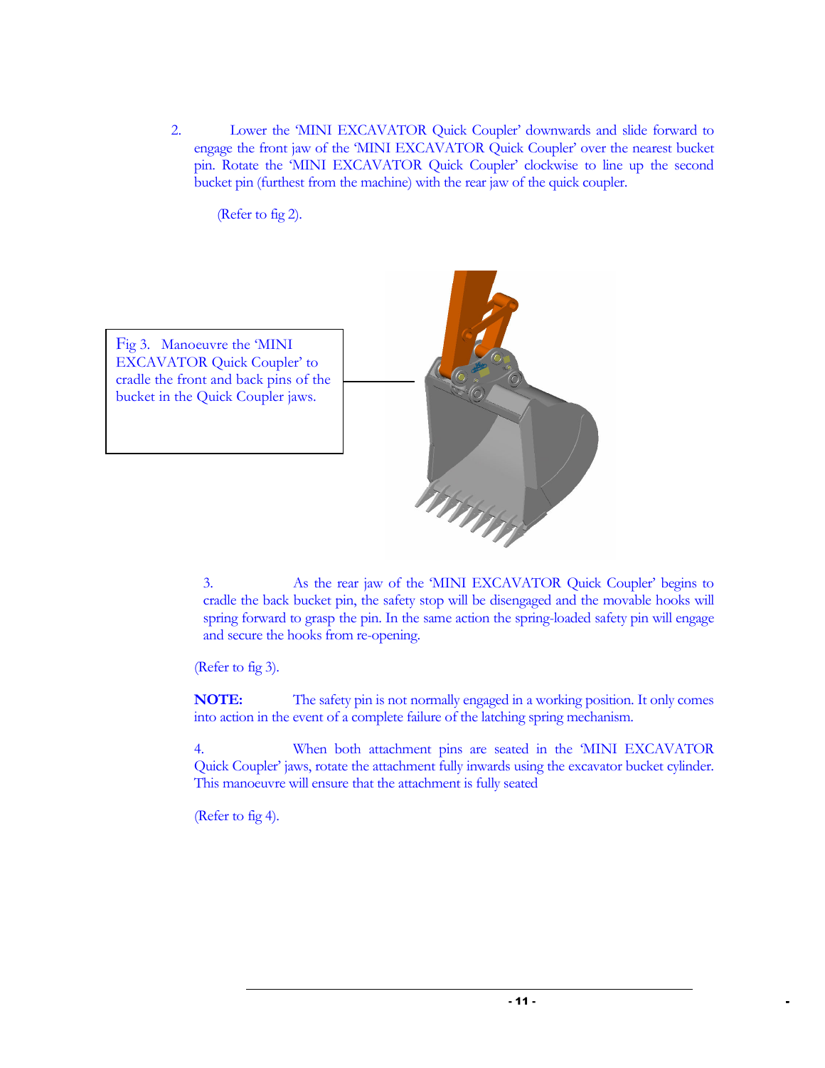2. Lower the 'MINI EXCAVATOR Quick Coupler' downwards and slide forward to engage the front jaw of the 'MINI EXCAVATOR Quick Coupler' over the nearest bucket pin. Rotate the 'MINI EXCAVATOR Quick Coupler' clockwise to line up the second bucket pin (furthest from the machine) with the rear jaw of the quick coupler.

(Refer to fig 2).

Fig 3. Manoeuvre the 'MINI EXCAVATOR Quick Coupler' to cradle the front and back pins of the bucket in the Quick Coupler jaws.

3. As the rear jaw of the 'MINI EXCAVATOR Quick Coupler' begins to cradle the back bucket pin, the safety stop will be disengaged and the movable hooks will spring forward to grasp the pin. In the same action the spring-loaded safety pin will engage and secure the hooks from re-opening.

(Refer to fig 3).

**NOTE:** The safety pin is not normally engaged in a working position. It only comes into action in the event of a complete failure of the latching spring mechanism.

4. When both attachment pins are seated in the 'MINI EXCAVATOR Quick Coupler' jaws, rotate the attachment fully inwards using the excavator bucket cylinder. This manoeuvre will ensure that the attachment is fully seated

(Refer to fig 4).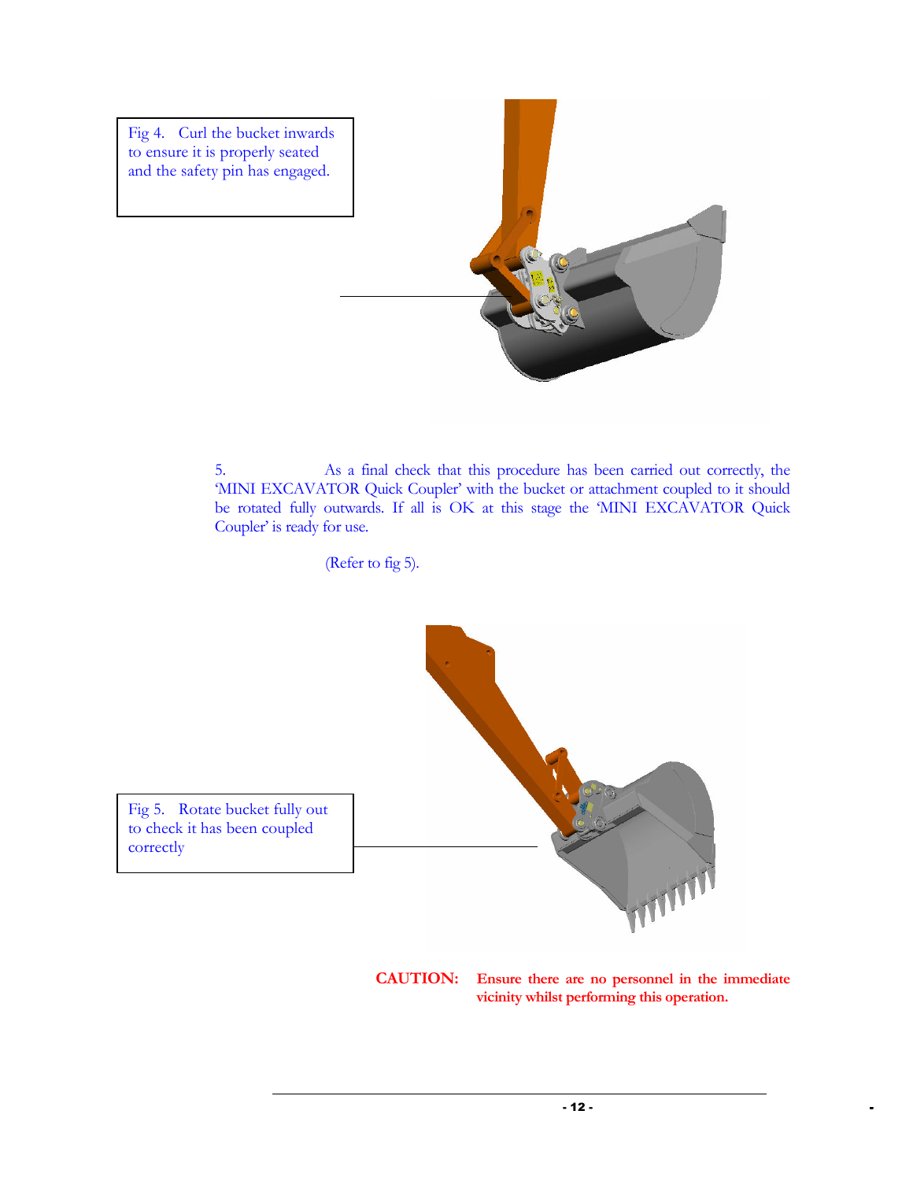Fig 4. Curl the bucket inwards to ensure it is properly seated and the safety pin has engaged.

5. As a final check that this procedure has been carried out correctly, the 'MINI EXCAVATOR Quick Coupler' with the bucket or attachment coupled to it should be rotated fully outwards. If all is OK at this stage the 'MINI EXCAVATOR Quick Coupler' is ready for use.

(Refer to fig 5).

Fig 5. Rotate bucket fully out to check it has been coupled correctly

**CAUTION: Ensure there are no personnel in the immediate vicinity whilst performing this operation.**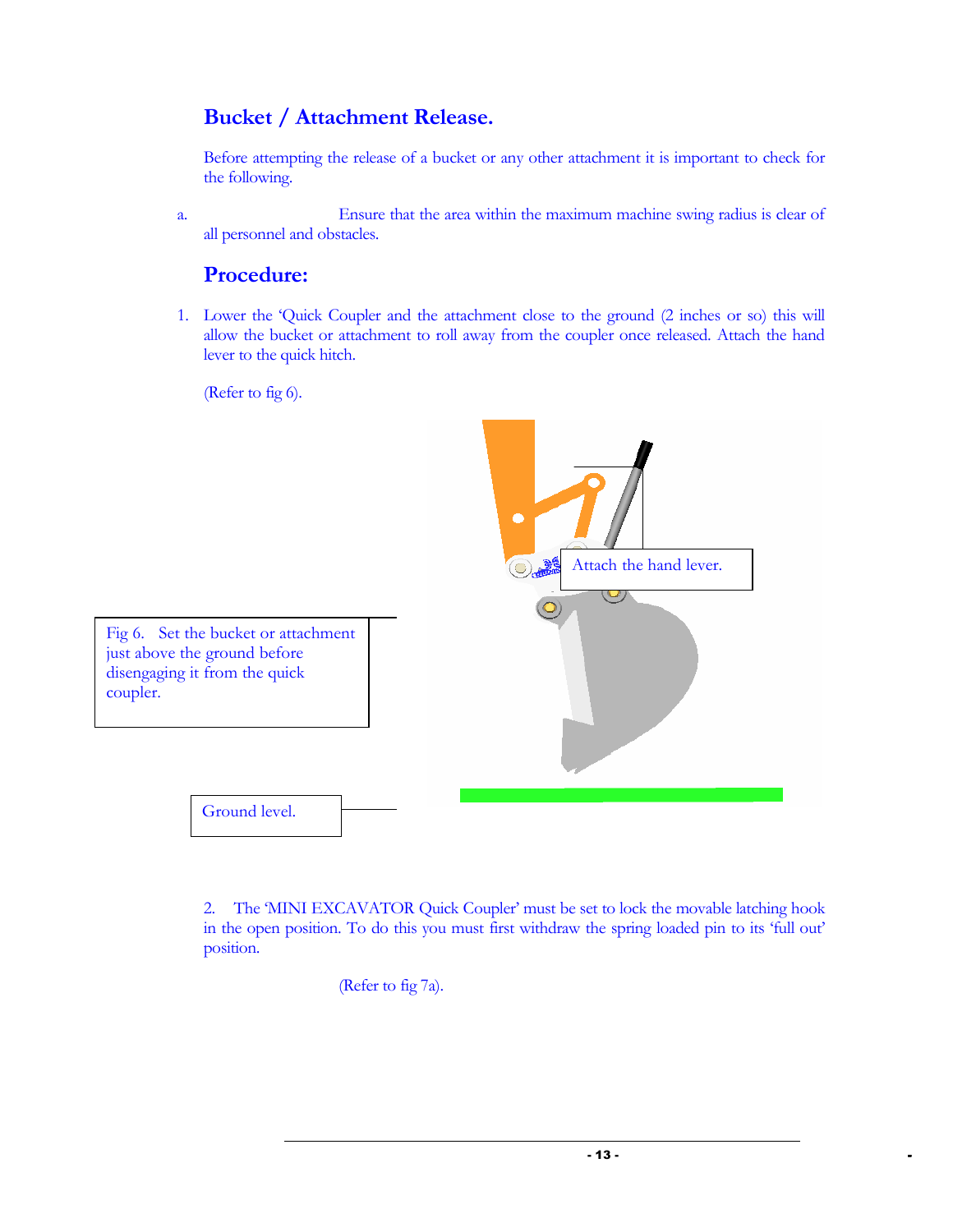## Bucket / Attachment Release.

Before attempting the release of a bucket or any other attachment it is important to check for the following.

a. Ensure that the area within the maximum machine swing radius is clear of all personnel and obstacles.

## Procedure:

1. Lower the 'Quick Coupler and the attachment close to the ground (2 inches or so) this will allow the bucket or attachment to roll away from the coupler once released. Attach the hand lever to the quick hitch.

   (Refer to fig 6).

Attach the hand lever.

Fig 6. Set the bucket or attachment just above the ground before disengaging it from the quick coupler.

Ground level.

2. The 'MINI EXCAVATOR Quick Coupler' must be set to lock the movable latching hook in the open position. To do this you must first withdraw the spring loaded pin to its 'full out' position.

   (Refer to fig 7a).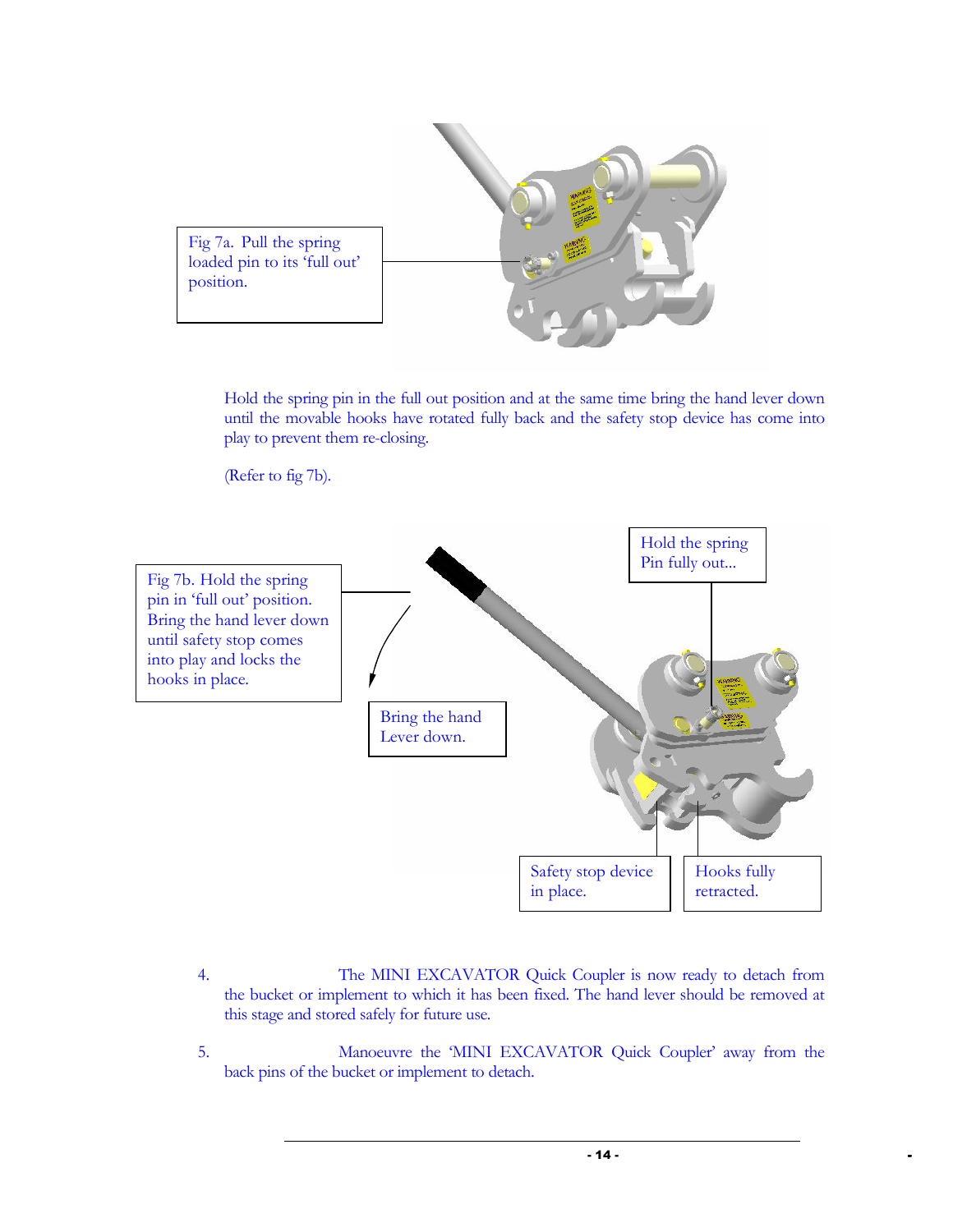Fig 7a. Pull the spring loaded pin to its 'full out' position.

Hold the spring pin in the full out position and at the same time bring the hand lever down until the movable hooks have rotated fully back and the safety stop device has come into play to prevent them re-closing.

(Refer to fig 7b).

Fig 7b. Hold the spring pin in 'full out' position. Bring the hand lever down until safety stop comes into play and locks the hooks in place.

Hold the spring Pin fully out...

Bring the hand Lever down.

Safety stop device in place.

Hooks fully retracted.

4. The MINI EXCAVATOR Quick Coupler is now ready to detach from the bucket or implement to which it has been fixed. The hand lever should be removed at this stage and stored safely for future use.

5. Manoeuvre the 'MINI EXCAVATOR Quick Coupler' away from the back pins of the bucket or implement to detach.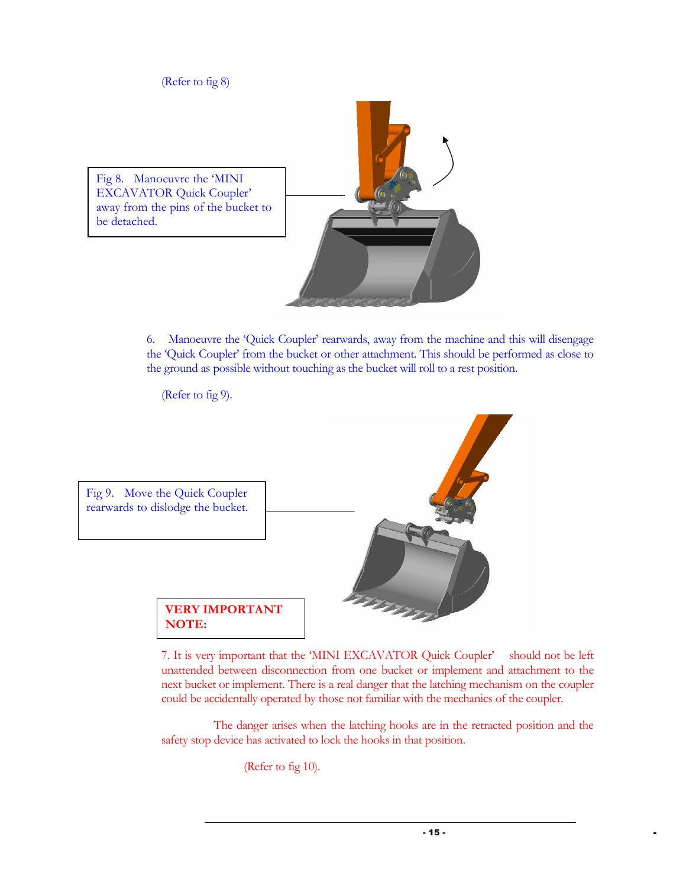(Refer to fig 8)

Fig 8. Manoeuvre the 'MINI EXCAVATOR Quick Coupler' away from the pins of the bucket to be detached.

6. Manoeuvre the 'Quick Coupler' rearwards, away from the machine and this will disengage the 'Quick Coupler' from the bucket or other attachment. This should be performed as close to the ground as possible without touching as the bucket will roll to a rest position.

(Refer to fig 9).

Fig 9. Move the Quick Coupler rearwards to dislodge the bucket.

**VERY IMPORTANT NOTE:**

7. It is very important that the 'MINI EXCAVATOR Quick Coupler' should not be left unattended between disconnection from one bucket or implement and attachment to the next bucket or implement. There is a real danger that the latching mechanism on the coupler could be accidentally operated by those not familiar with the mechanics of the coupler.

The danger arises when the latching hooks are in the retracted position and the safety stop device has activated to lock the hooks in that position.

(Refer to fig 10).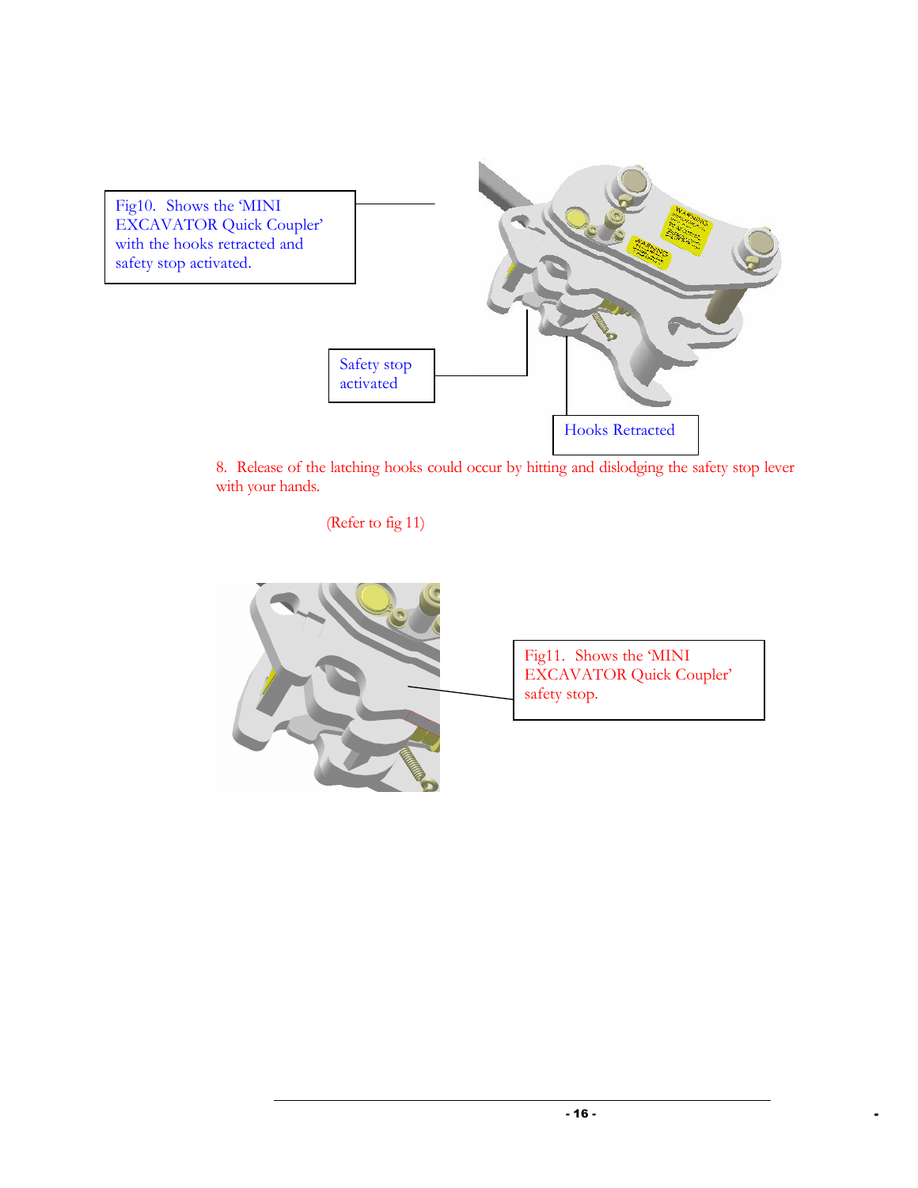Fig10. Shows the 'MINI EXCAVATOR Quick Coupler' with the hooks retracted and safety stop activated.

Safety stop activated

Hooks Retracted

8. Release of the latching hooks could occur by hitting and dislodging the safety stop lever with your hands.

(Refer to fig 11)

Fig11. Shows the 'MINI EXCAVATOR Quick Coupler' safety stop.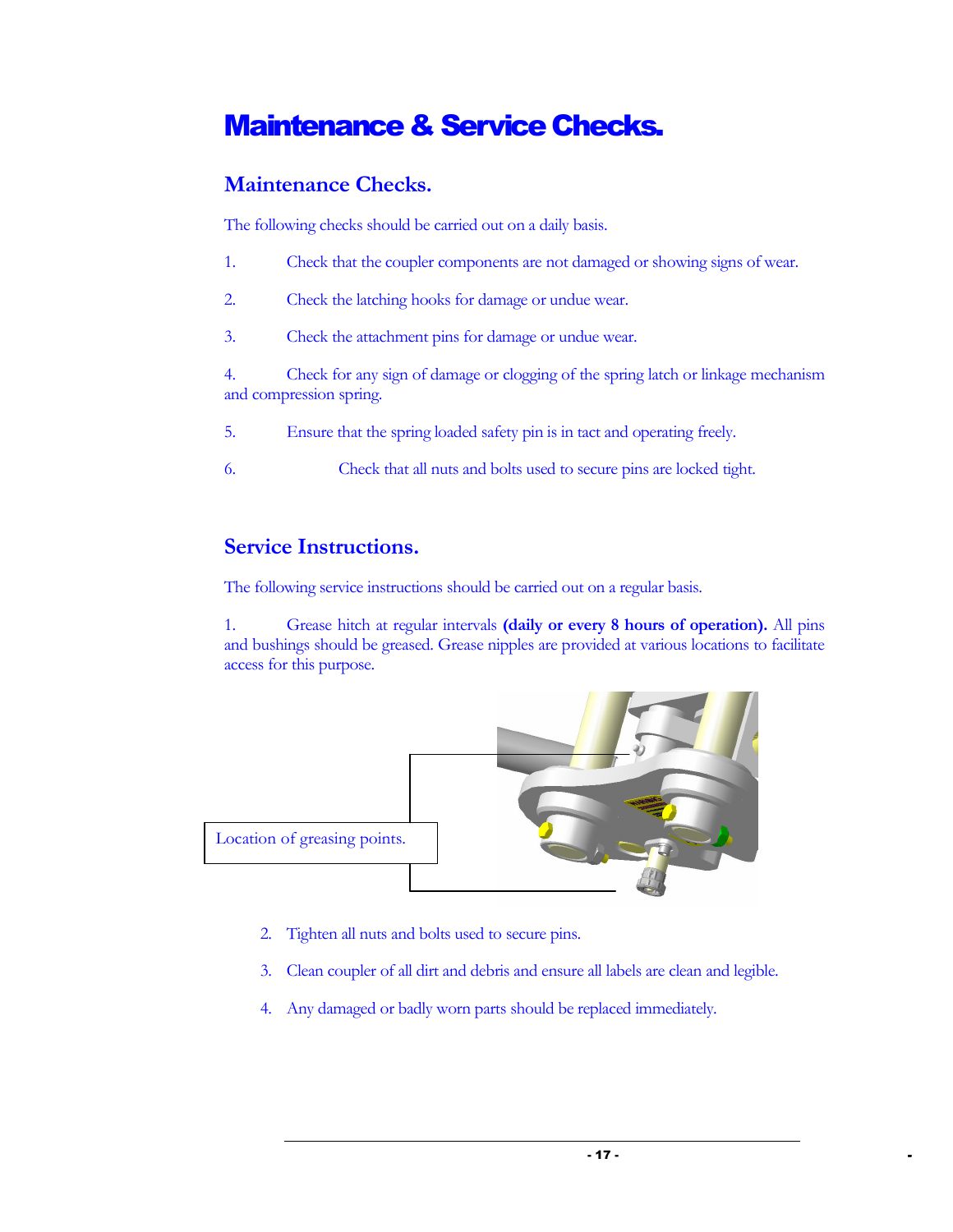# Maintenance & Service Checks.

## Maintenance Checks.

The following checks should be carried out on a daily basis.

1. Check that the coupler components are not damaged or showing signs of wear.
2. Check the latching hooks for damage or undue wear.
3. Check the attachment pins for damage or undue wear.
4. Check for any sign of damage or clogging of the spring latch or linkage mechanism and compression spring.
5. Ensure that the spring loaded safety pin is in tact and operating freely.
6. Check that all nuts and bolts used to secure pins are locked tight.

## Service Instructions.

The following service instructions should be carried out on a regular basis.

1. Grease hitch at regular intervals **(daily or every 8 hours of operation).** All pins and bushings should be greased. Grease nipples are provided at various locations to facilitate access for this purpose.

Location of greasing points.

2. Tighten all nuts and bolts used to secure pins.
3. Clean coupler of all dirt and debris and ensure all labels are clean and legible.
4. Any damaged or badly worn parts should be replaced immediately.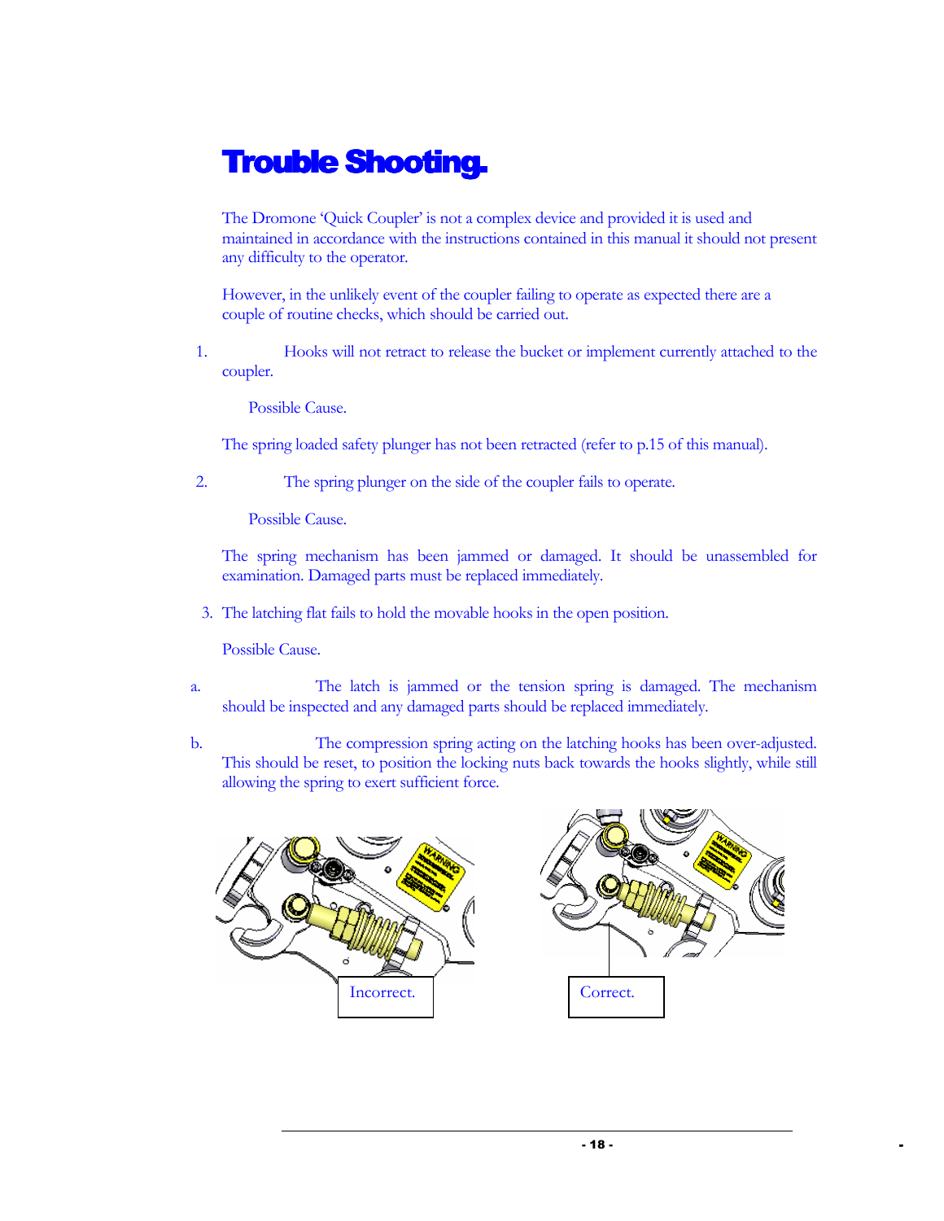# Trouble Shooting.

The Dromone 'Quick Coupler' is not a complex device and provided it is used and maintained in accordance with the instructions contained in this manual it should not present any difficulty to the operator.

However, in the unlikely event of the coupler failing to operate as expected there are a couple of routine checks, which should be carried out.

1. Hooks will not retract to release the bucket or implement currently attached to the coupler.

   Possible Cause.

   The spring loaded safety plunger has not been retracted (refer to p.15 of this manual).

2. The spring plunger on the side of the coupler fails to operate.

   Possible Cause.

   The spring mechanism has been jammed or damaged. It should be unassembled for examination. Damaged parts must be replaced immediately.

3. The latching flat fails to hold the movable hooks in the open position.

   Possible Cause.

   a. The latch is jammed or the tension spring is damaged. The mechanism should be inspected and any damaged parts should be replaced immediately.

   b. The compression spring acting on the latching hooks has been over-adjusted. This should be reset, to position the locking nuts back towards the hooks slightly, while still allowing the spring to exert sufficient force.

Incorrect.

Correct.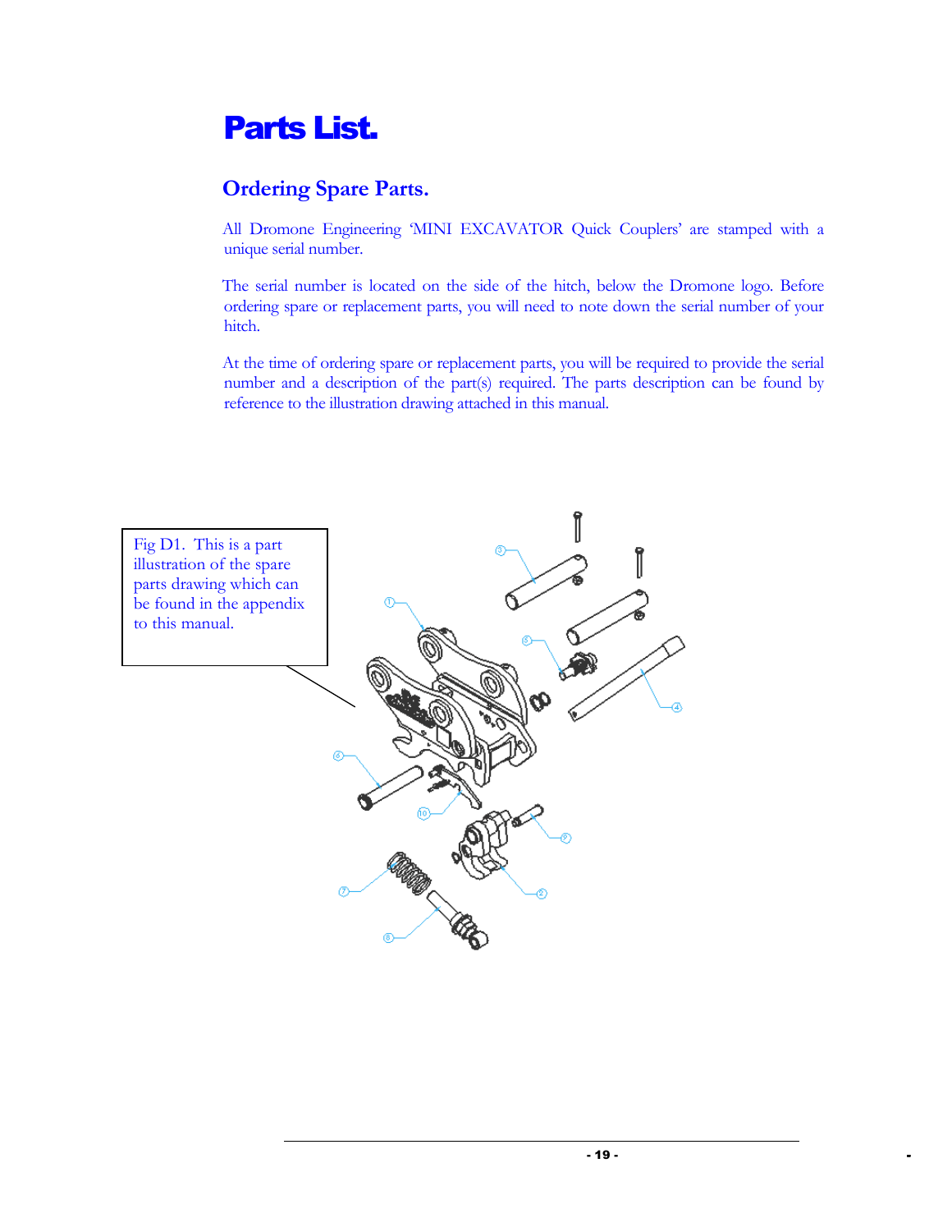# Parts List.

## Ordering Spare Parts.

All Dromone Engineering 'MINI EXCAVATOR Quick Couplers' are stamped with a unique serial number.

The serial number is located on the side of the hitch, below the Dromone logo. Before ordering spare or replacement parts, you will need to note down the serial number of your hitch.

At the time of ordering spare or replacement parts, you will be required to provide the serial number and a description of the part(s) required. The parts description can be found by reference to the illustration drawing attached in this manual.

Fig D1. This is a part illustration of the spare parts drawing which can be found in the appendix to this manual.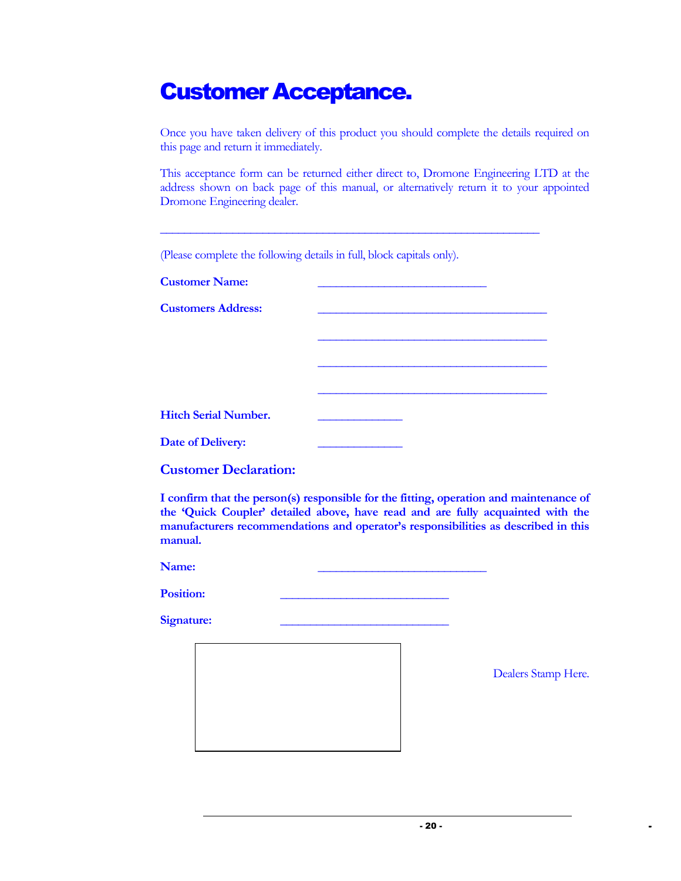# Customer Acceptance.

Once you have taken delivery of this product you should complete the details required on this page and return it immediately.

This acceptance form can be returned either direct to, Dromone Engineering LTD at the address shown on back page of this manual, or alternatively return it to your appointed Dromone Engineering dealer.

___________________________________________________________________

(Please complete the following details in full, block capitals only).

**Customer Name:** ______________________________

**Customers Address:** ________________________________________

________________________________________

________________________________________

________________________________________

**Hitch Serial Number.** _______________

**Date of Delivery:** _______________

## Customer Declaration:

**I confirm that the person(s) responsible for the fitting, operation and maintenance of the 'Quick Coupler' detailed above, have read and are fully acquainted with the manufacturers recommendations and operator's responsibilities as described in this manual.**

**Name:** ______________________________

**Position:** ______________________________

**Signature:** ______________________________

Dealers Stamp Here.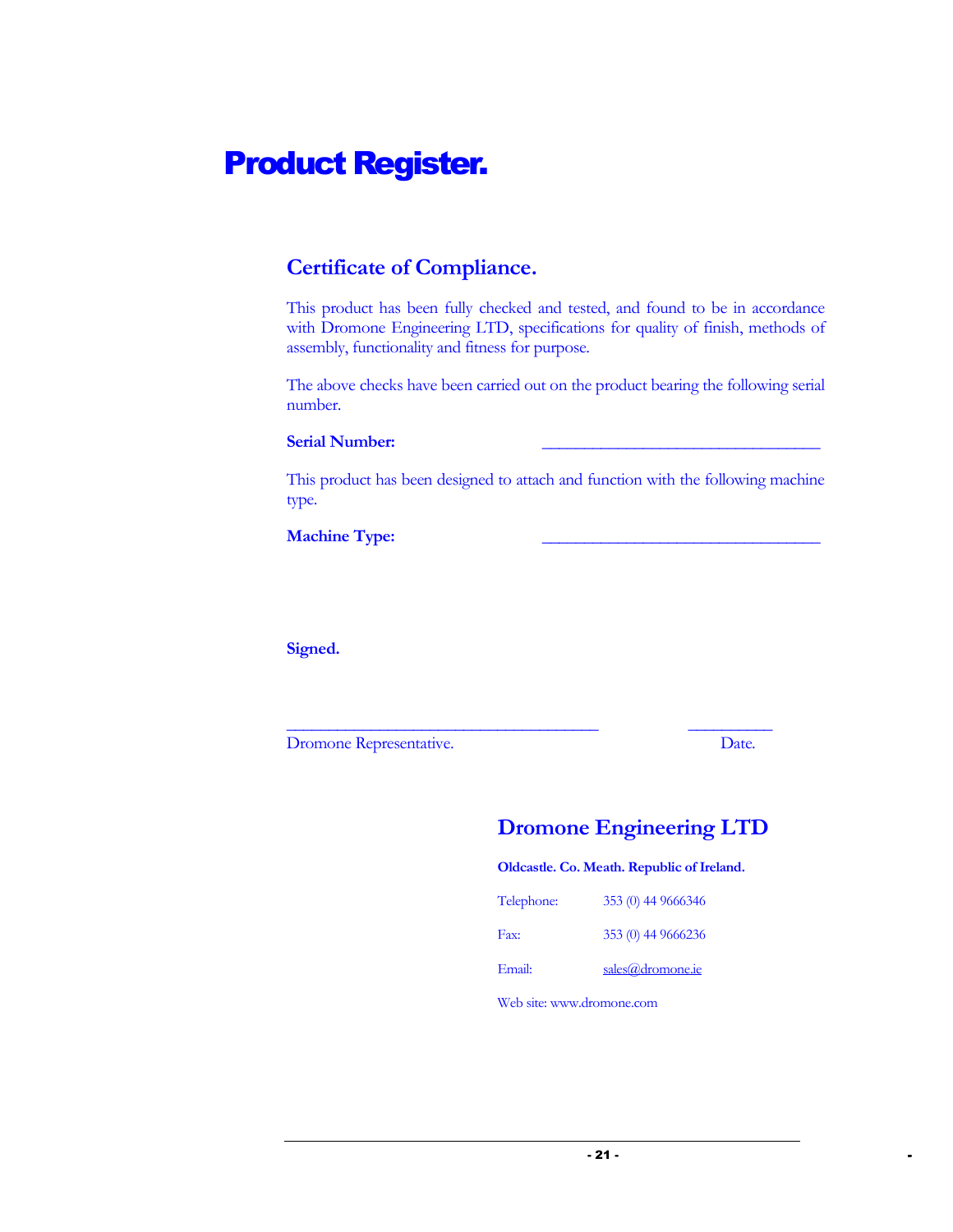# Product Register.

## Certificate of Compliance.

This product has been fully checked and tested, and found to be in accordance with Dromone Engineering LTD, specifications for quality of finish, methods of assembly, functionality and fitness for purpose.

The above checks have been carried out on the product bearing the following serial number.

**Serial Number:** ________________________________

This product has been designed to attach and function with the following machine type.

**Machine Type:** ________________________________

**Signed.**

____________________________________ __________

Dromone Representative. Date.

## Dromone Engineering LTD

**Oldcastle. Co. Meath. Republic of Ireland.**

Telephone: 353 (0) 44 9666346

Fax: 353 (0) 44 9666236

Email: sales@dromone.ie

Web site: www.dromone.com